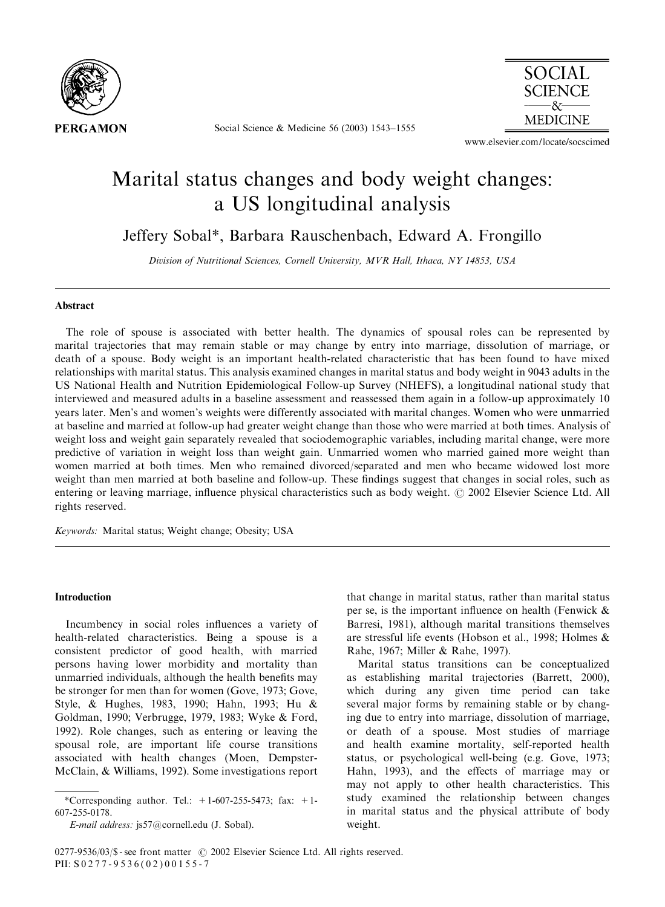# Marital status changes and body weight changes: a US longitudinal analysis

Jeffery Sobal*, Barbara Rauschenbach, Edward A. Frongillo

*Division of Nutritional Sciences, Cornell University, MVR Hall, Ithaca, NY 14853, USA*

## Abstract

The role of spouse is associated with better health. The dynamics of spousal roles can be represented by marital trajectories that may remain stable or may change by entry into marriage, dissolution of marriage, or death of a spouse. Body weight is an important health-related characteristic that has been found to have mixed relationships with marital status. This analysis examined changes in marital status and body weight in 9043 adults in the US National Health and Nutrition Epidemiological Follow-up Survey (NHEFS), a longitudinal national study that interviewed and measured adults in a baseline assessment and reassessed them again in a follow-up approximately 10 years later. Men's and women's weights were differently associated with marital changes. Women who were unmarried at baseline and married at follow-up had greater weight change than those who were married at both times. Analysis of weight loss and weight gain separately revealed that sociodemographic variables, including marital change, were more predictive of variation in weight loss than weight gain. Unmarried women who married gained more weight than women married at both times. Men who remained divorced/separated and men who became widowed lost more weight than men married at both baseline and follow-up. These findings suggest that changes in social roles, such as entering or leaving marriage, influence physical characteristics such as body weight. © 2002 Elsevier Science Ltd. All rights reserved.

*Keywords:* Marital status; Weight change; Obesity; USA

## Introduction

Incumbency in social roles influences a variety of health-related characteristics. Being a spouse is a consistent predictor of good health, with married persons having lower morbidity and mortality than unmarried individuals, although the health benefits may be stronger for men than for women (Gove, 1973; Gove, Style, & Hughes, 1983, 1990; Hahn, 1993; Hu & Goldman, 1990; Verbrugge, 1979, 1983; Wyke & Ford, 1992). Role changes, such as entering or leaving the spousal role, are important life course transitions associated with health changes (Moen, Dempster-McClain, & Williams, 1992). Some investigations report that change in marital status, rather than marital status per se, is the important influence on health (Fenwick & Barresi, 1981), although marital transitions themselves are stressful life events (Hobson et al., 1998; Holmes & Rahe, 1967; Miller & Rahe, 1997).

Marital status transitions can be conceptualized as establishing marital trajectories (Barrett, 2000), which during any given time period can take several major forms by remaining stable or by changing due to entry into marriage, dissolution of marriage, or death of a spouse. Most studies of marriage and health examine mortality, self-reported health status, or psychological well-being (e.g. Gove, 1973; Hahn, 1993), and the effects of marriage may or may not apply to other health characteristics. This study examined the relationship between changes in marital status and the physical attribute of body weight.

*Corresponding author. Tel.: +1-607-255-5473; fax: +1-607-255-0178.
*E-mail address:* js57@cornell.edu (J. Sobal).

0277-9536/03/$ - see front matter © 2002 Elsevier Science Ltd. All rights reserved.
PII: S0277-9536(02)00155-7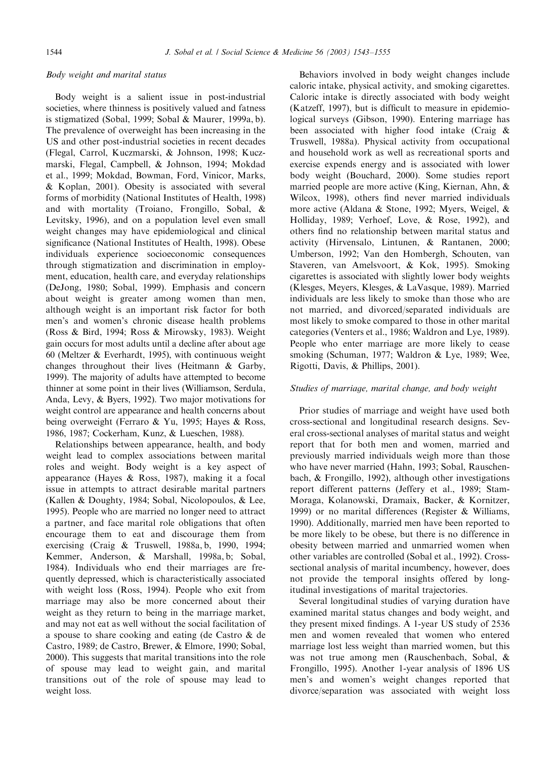*Body weight and marital status*

Body weight is a salient issue in post-industrial societies, where thinness is positively valued and fatness is stigmatized (Sobal, 1999; Sobal & Maurer, 1999a, b). The prevalence of overweight has been increasing in the US and other post-industrial societies in recent decades (Flegal, Carrol, Kuczmarski, & Johnson, 1998; Kuczmarski, Flegal, Campbell, & Johnson, 1994; Mokdad et al., 1999; Mokdad, Bowman, Ford, Vinicor, Marks, & Koplan, 2001). Obesity is associated with several forms of morbidity (National Institutes of Health, 1998) and with mortality (Troiano, Frongillo, Sobal, & Levitsky, 1996), and on a population level even small weight changes may have epidemiological and clinical significance (National Institutes of Health, 1998). Obese individuals experience socioeconomic consequences through stigmatization and discrimination in employment, education, health care, and everyday relationships (DeJong, 1980; Sobal, 1999). Emphasis and concern about weight is greater among women than men, although weight is an important risk factor for both men's and women's chronic disease health problems (Ross & Bird, 1994; Ross & Mirowsky, 1983). Weight gain occurs for most adults until a decline after about age 60 (Meltzer & Everhardt, 1995), with continuous weight changes throughout their lives (Heitmann & Garby, 1999). The majority of adults have attempted to become thinner at some point in their lives (Williamson, Serdula, Anda, Levy, & Byers, 1992). Two major motivations for weight control are appearance and health concerns about being overweight (Ferraro & Yu, 1995; Hayes & Ross, 1986, 1987; Cockerham, Kunz, & Lueschen, 1988).

Relationships between appearance, health, and body weight lead to complex associations between marital roles and weight. Body weight is a key aspect of appearance (Hayes & Ross, 1987), making it a focal issue in attempts to attract desirable marital partners (Kallen & Doughty, 1984; Sobal, Nicolopoulos, & Lee, 1995). People who are married no longer need to attract a partner, and face marital role obligations that often encourage them to eat and discourage them from exercising (Craig & Truswell, 1988a, b, 1990, 1994; Kemmer, Anderson, & Marshall, 1998a, b; Sobal, 1984). Individuals who end their marriages are frequently depressed, which is characteristically associated with weight loss (Ross, 1994). People who exit from marriage may also be more concerned about their weight as they return to being in the marriage market, and may not eat as well without the social facilitation of a spouse to share cooking and eating (de Castro & de Castro, 1989; de Castro, Brewer, & Elmore, 1990; Sobal, 2000). This suggests that marital transitions into the role of spouse may lead to weight gain, and marital transitions out of the role of spouse may lead to weight loss.

Behaviors involved in body weight changes include caloric intake, physical activity, and smoking cigarettes. Caloric intake is directly associated with body weight (Katzeff, 1997), but is difficult to measure in epidemiological surveys (Gibson, 1990). Entering marriage has been associated with higher food intake (Craig & Truswell, 1988a). Physical activity from occupational and household work as well as recreational sports and exercise expends energy and is associated with lower body weight (Bouchard, 2000). Some studies report married people are more active (King, Kiernan, Ahn, & Wilcox, 1998), others find never married individuals more active (Aldana & Stone, 1992; Myers, Weigel, & Holliday, 1989; Verhoef, Love, & Rose, 1992), and others find no relationship between marital status and activity (Hirvensalo, Lintunen, & Rantanen, 2000; Umberson, 1992; Van den Hombergh, Schouten, van Staveren, van Amelsvoort, & Kok, 1995). Smoking cigarettes is associated with slightly lower body weights (Klesges, Meyers, Klesges, & LaVasque, 1989). Married individuals are less likely to smoke than those who are not married, and divorced/separated individuals are most likely to smoke compared to those in other marital categories (Venters et al., 1986; Waldron and Lye, 1989). People who enter marriage are more likely to cease smoking (Schuman, 1977; Waldron & Lye, 1989; Wee, Rigotti, Davis, & Phillips, 2001).

*Studies of marriage, marital change, and body weight*

Prior studies of marriage and weight have used both cross-sectional and longitudinal research designs. Several cross-sectional analyses of marital status and weight report that for both men and women, married and previously married individuals weigh more than those who have never married (Hahn, 1993; Sobal, Rauschenbach, & Frongillo, 1992), although other investigations report different patterns (Jeffery et al., 1989; Stam-Moraga, Kolanowski, Dramaix, Backer, & Kornitzer, 1999) or no marital differences (Register & Williams, 1990). Additionally, married men have been reported to be more likely to be obese, but there is no difference in obesity between married and unmarried women when other variables are controlled (Sobal et al., 1992). Cross-sectional analysis of marital incumbency, however, does not provide the temporal insights offered by longitudinal investigations of marital trajectories.

Several longitudinal studies of varying duration have examined marital status changes and body weight, and they present mixed findings. A 1-year US study of 2536 men and women revealed that women who entered marriage lost less weight than married women, but this was not true among men (Rauschenbach, Sobal, & Frongillo, 1995). Another 1-year analysis of 1896 US men's and women's weight changes reported that divorce/separation was associated with weight loss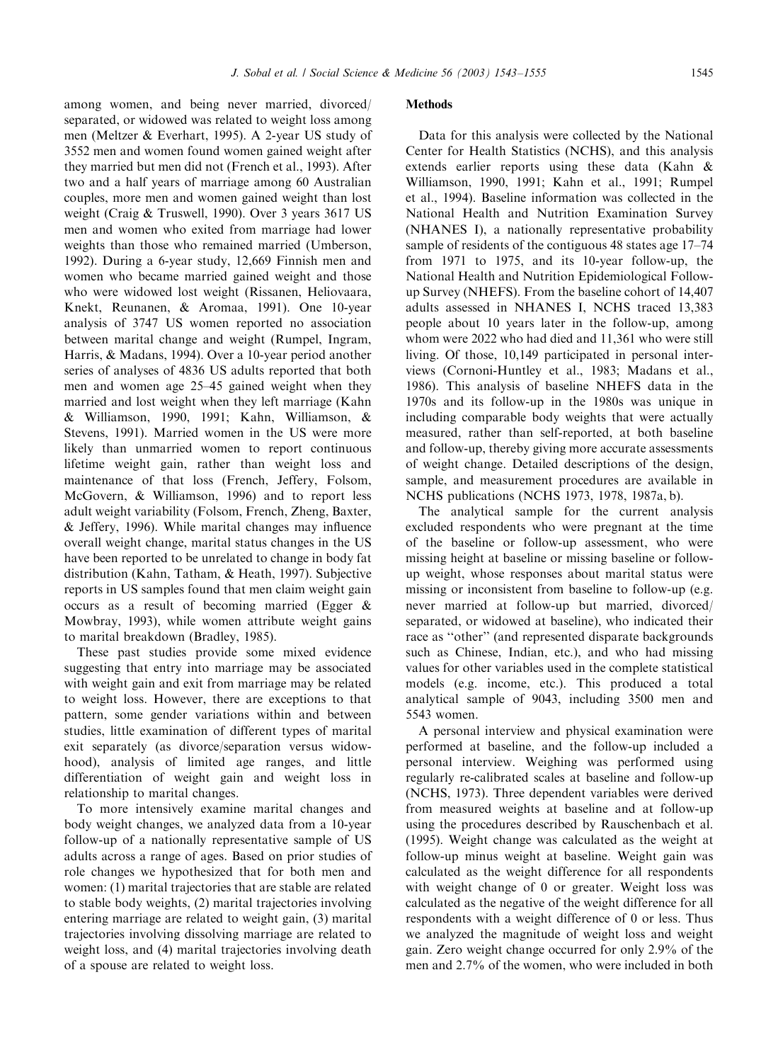among women, and being never married, divorced/separated, or widowed was related to weight loss among men (Meltzer & Everhart, 1995). A 2-year US study of 3552 men and women found women gained weight after they married but men did not (French et al., 1993). After two and a half years of marriage among 60 Australian couples, more men and women gained weight than lost weight (Craig & Truswell, 1990). Over 3 years 3617 US men and women who exited from marriage had lower weights than those who remained married (Umberson, 1992). During a 6-year study, 12,669 Finnish men and women who became married gained weight and those who were widowed lost weight (Rissanen, Heliovaara, Knekt, Reunanen, & Aromaa, 1991). One 10-year analysis of 3747 US women reported no association between marital change and weight (Rumpel, Ingram, Harris, & Madans, 1994). Over a 10-year period another series of analyses of 4836 US adults reported that both men and women age 25–45 gained weight when they married and lost weight when they left marriage (Kahn & Williamson, 1990, 1991; Kahn, Williamson, & Stevens, 1991). Married women in the US were more likely than unmarried women to report continuous lifetime weight gain, rather than weight loss and maintenance of that loss (French, Jeffery, Folsom, McGovern, & Williamson, 1996) and to report less adult weight variability (Folsom, French, Zheng, Baxter, & Jeffery, 1996). While marital changes may influence overall weight change, marital status changes in the US have been reported to be unrelated to change in body fat distribution (Kahn, Tatham, & Heath, 1997). Subjective reports in US samples found that men claim weight gain occurs as a result of becoming married (Egger & Mowbray, 1993), while women attribute weight gains to marital breakdown (Bradley, 1985).

These past studies provide some mixed evidence suggesting that entry into marriage may be associated with weight gain and exit from marriage may be related to weight loss. However, there are exceptions to that pattern, some gender variations within and between studies, little examination of different types of marital exit separately (as divorce/separation versus widowhood), analysis of limited age ranges, and little differentiation of weight gain and weight loss in relationship to marital changes.

To more intensively examine marital changes and body weight changes, we analyzed data from a 10-year follow-up of a nationally representative sample of US adults across a range of ages. Based on prior studies of role changes we hypothesized that for both men and women: (1) marital trajectories that are stable are related to stable body weights, (2) marital trajectories involving entering marriage are related to weight gain, (3) marital trajectories involving dissolving marriage are related to weight loss, and (4) marital trajectories involving death of a spouse are related to weight loss.

## Methods

Data for this analysis were collected by the National Center for Health Statistics (NCHS), and this analysis extends earlier reports using these data (Kahn & Williamson, 1990, 1991; Kahn et al., 1991; Rumpel et al., 1994). Baseline information was collected in the National Health and Nutrition Examination Survey (NHANES I), a nationally representative probability sample of residents of the contiguous 48 states age 17–74 from 1971 to 1975, and its 10-year follow-up, the National Health and Nutrition Epidemiological Follow-up Survey (NHEFS). From the baseline cohort of 14,407 adults assessed in NHANES I, NCHS traced 13,383 people about 10 years later in the follow-up, among whom were 2022 who had died and 11,361 who were still living. Of those, 10,149 participated in personal interviews (Cornoni-Huntley et al., 1983; Madans et al., 1986). This analysis of baseline NHEFS data in the 1970s and its follow-up in the 1980s was unique in including comparable body weights that were actually measured, rather than self-reported, at both baseline and follow-up, thereby giving more accurate assessments of weight change. Detailed descriptions of the design, sample, and measurement procedures are available in NCHS publications (NCHS 1973, 1978, 1987a, b).

The analytical sample for the current analysis excluded respondents who were pregnant at the time of the baseline or follow-up assessment, who were missing height at baseline or missing baseline or follow-up weight, whose responses about marital status were missing or inconsistent from baseline to follow-up (e.g. never married at follow-up but married, divorced/separated, or widowed at baseline), who indicated their race as "other" (and represented disparate backgrounds such as Chinese, Indian, etc.), and who had missing values for other variables used in the complete statistical models (e.g. income, etc.). This produced a total analytical sample of 9043, including 3500 men and 5543 women.

A personal interview and physical examination were performed at baseline, and the follow-up included a personal interview. Weighing was performed using regularly re-calibrated scales at baseline and follow-up (NCHS, 1973). Three dependent variables were derived from measured weights at baseline and at follow-up using the procedures described by Rauschenbach et al. (1995). Weight change was calculated as the weight at follow-up minus weight at baseline. Weight gain was calculated as the weight difference for all respondents with weight change of 0 or greater. Weight loss was calculated as the negative of the weight difference for all respondents with a weight difference of 0 or less. Thus we analyzed the magnitude of weight loss and weight gain. Zero weight change occurred for only 2.9% of the men and 2.7% of the women, who were included in both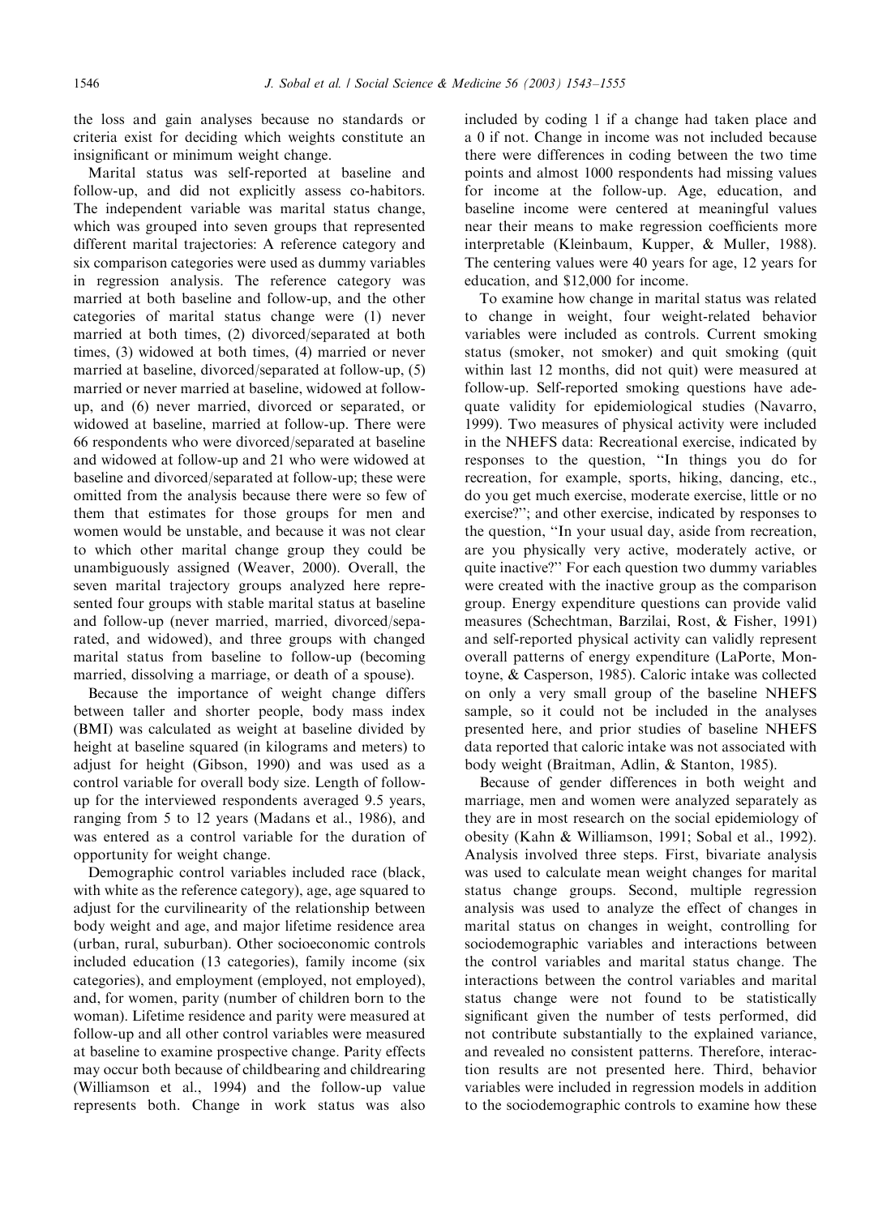the loss and gain analyses because no standards or criteria exist for deciding which weights constitute an insignificant or minimum weight change.

Marital status was self-reported at baseline and follow-up, and did not explicitly assess co-habitors. The independent variable was marital status change, which was grouped into seven groups that represented different marital trajectories: A reference category and six comparison categories were used as dummy variables in regression analysis. The reference category was married at both baseline and follow-up, and the other categories of marital status change were (1) never married at both times, (2) divorced/separated at both times, (3) widowed at both times, (4) married or never married at baseline, divorced/separated at follow-up, (5) married or never married at baseline, widowed at follow-up, and (6) never married, divorced or separated, or widowed at baseline, married at follow-up. There were 66 respondents who were divorced/separated at baseline and widowed at follow-up and 21 who were widowed at baseline and divorced/separated at follow-up; these were omitted from the analysis because there were so few of them that estimates for those groups for men and women would be unstable, and because it was not clear to which other marital change group they could be unambiguously assigned (Weaver, 2000). Overall, the seven marital trajectory groups analyzed here represented four groups with stable marital status at baseline and follow-up (never married, married, divorced/separated, and widowed), and three groups with changed marital status from baseline to follow-up (becoming married, dissolving a marriage, or death of a spouse).

Because the importance of weight change differs between taller and shorter people, body mass index (BMI) was calculated as weight at baseline divided by height at baseline squared (in kilograms and meters) to adjust for height (Gibson, 1990) and was used as a control variable for overall body size. Length of follow-up for the interviewed respondents averaged 9.5 years, ranging from 5 to 12 years (Madans et al., 1986), and was entered as a control variable for the duration of opportunity for weight change.

Demographic control variables included race (black, with white as the reference category), age, age squared to adjust for the curvilinearity of the relationship between body weight and age, and major lifetime residence area (urban, rural, suburban). Other socioeconomic controls included education (13 categories), family income (six categories), and employment (employed, not employed), and, for women, parity (number of children born to the woman). Lifetime residence and parity were measured at follow-up and all other control variables were measured at baseline to examine prospective change. Parity effects may occur both because of childbearing and childrearing (Williamson et al., 1994) and the follow-up value represents both. Change in work status was also included by coding 1 if a change had taken place and a 0 if not. Change in income was not included because there were differences in coding between the two time points and almost 1000 respondents had missing values for income at the follow-up. Age, education, and baseline income were centered at meaningful values near their means to make regression coefficients more interpretable (Kleinbaum, Kupper, & Muller, 1988). The centering values were 40 years for age, 12 years for education, and $12,000 for income.

To examine how change in marital status was related to change in weight, four weight-related behavior variables were included as controls. Current smoking status (smoker, not smoker) and quit smoking (quit within last 12 months, did not quit) were measured at follow-up. Self-reported smoking questions have adequate validity for epidemiological studies (Navarro, 1999). Two measures of physical activity were included in the NHEFS data: Recreational exercise, indicated by responses to the question, "In things you do for recreation, for example, sports, hiking, dancing, etc., do you get much exercise, moderate exercise, little or no exercise?"; and other exercise, indicated by responses to the question, "In your usual day, aside from recreation, are you physically very active, moderately active, or quite inactive?" For each question two dummy variables were created with the inactive group as the comparison group. Energy expenditure questions can provide valid measures (Schechtman, Barzilai, Rost, & Fisher, 1991) and self-reported physical activity can validly represent overall patterns of energy expenditure (LaPorte, Montoyne, & Casperson, 1985). Caloric intake was collected on only a very small group of the baseline NHEFS sample, so it could not be included in the analyses presented here, and prior studies of baseline NHEFS data reported that caloric intake was not associated with body weight (Braitman, Adlin, & Stanton, 1985).

Because of gender differences in both weight and marriage, men and women were analyzed separately as they are in most research on the social epidemiology of obesity (Kahn & Williamson, 1991; Sobal et al., 1992). Analysis involved three steps. First, bivariate analysis was used to calculate mean weight changes for marital status change groups. Second, multiple regression analysis was used to analyze the effect of changes in marital status on changes in weight, controlling for sociodemographic variables and interactions between the control variables and marital status change. The interactions between the control variables and marital status change were not found to be statistically significant given the number of tests performed, did not contribute substantially to the explained variance, and revealed no consistent patterns. Therefore, interaction results are not presented here. Third, behavior variables were included in regression models in addition to the sociodemographic controls to examine how these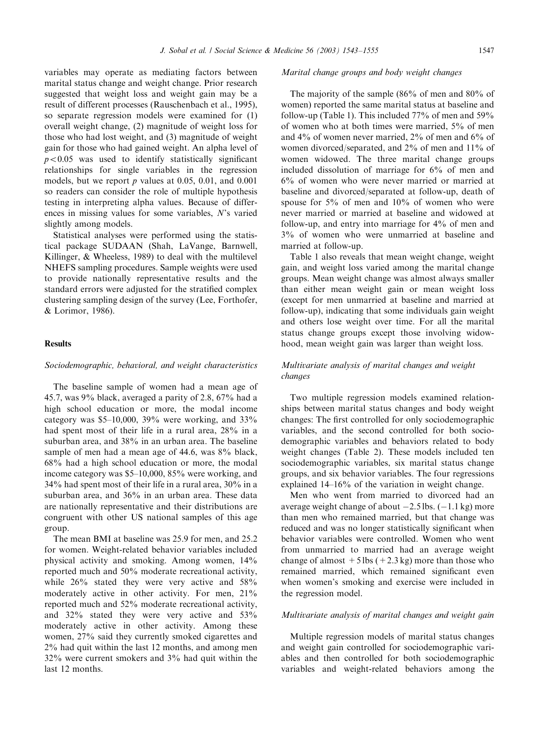variables may operate as mediating factors between marital status change and weight change. Prior research suggested that weight loss and weight gain may be a result of different processes (Rauschenbach et al., 1995), so separate regression models were examined for (1) overall weight change, (2) magnitude of weight loss for those who had lost weight, and (3) magnitude of weight gain for those who had gained weight. An alpha level of $p < 0.05$ was used to identify statistically significant relationships for single variables in the regression models, but we report $p$ values at 0.05, 0.01, and 0.001 so readers can consider the role of multiple hypothesis testing in interpreting alpha values. Because of differences in missing values for some variables, $N$'s varied slightly among models.

Statistical analyses were performed using the statistical package SUDAAN (Shah, LaVange, Barnwell, Killinger, & Wheeless, 1989) to deal with the multilevel NHEFS sampling procedures. Sample weights were used to provide nationally representative results and the standard errors were adjusted for the stratified complex clustering sampling design of the survey (Lee, Forthofer, & Lorimor, 1986).

## Results

### *Sociodemographic, behavioral, and weight characteristics*

The baseline sample of women had a mean age of 45.7, was 9% black, averaged a parity of 2.8, 67% had a high school education or more, the modal income category was \$5–10,000, 39% were working, and 33% had spent most of their life in a rural area, 28% in a suburban area, and 38% in an urban area. The baseline sample of men had a mean age of 44.6, was 8% black, 68% had a high school education or more, the modal income category was \$5–10,000, 85% were working, and 34% had spent most of their life in a rural area, 30% in a suburban area, and 36% in an urban area. These data are nationally representative and their distributions are congruent with other US national samples of this age group.

The mean BMI at baseline was 25.9 for men, and 25.2 for women. Weight-related behavior variables included physical activity and smoking. Among women, 14% reported much and 50% moderate recreational activity, while 26% stated they were very active and 58% moderately active in other activity. For men, 21% reported much and 52% moderate recreational activity, and 32% stated they were very active and 53% moderately active in other activity. Among these women, 27% said they currently smoked cigarettes and 2% had quit within the last 12 months, and among men 32% were current smokers and 3% had quit within the last 12 months.

### *Marital change groups and body weight changes*

The majority of the sample (86% of men and 80% of women) reported the same marital status at baseline and follow-up (Table 1). This included 77% of men and 59% of women who at both times were married, 5% of men and 4% of women never married, 2% of men and 6% of women divorced/separated, and 2% of men and 11% of women widowed. The three marital change groups included dissolution of marriage for 6% of men and 6% of women who were never married or married at baseline and divorced/separated at follow-up, death of spouse for 5% of men and 10% of women who were never married or married at baseline and widowed at follow-up, and entry into marriage for 4% of men and 3% of women who were unmarried at baseline and married at follow-up.

Table 1 also reveals that mean weight change, weight gain, and weight loss varied among the marital change groups. Mean weight change was almost always smaller than either mean weight gain or mean weight loss (except for men unmarried at baseline and married at follow-up), indicating that some individuals gain weight and others lose weight over time. For all the marital status change groups except those involving widowhood, mean weight gain was larger than weight loss.

### *Multivariate analysis of marital changes and weight changes*

Two multiple regression models examined relationships between marital status changes and body weight changes: The first controlled for only sociodemographic variables, and the second controlled for both sociodemographic variables and behaviors related to body weight changes (Table 2). These models included ten sociodemographic variables, six marital status change groups, and six behavior variables. The four regressions explained 14–16% of the variation in weight change.

Men who went from married to divorced had an average weight change of about −2.5 lbs. (−1.1 kg) more than men who remained married, but that change was reduced and was no longer statistically significant when behavior variables were controlled. Women who went from unmarried to married had an average weight change of almost +5 lbs (+2.3 kg) more than those who remained married, which remained significant even when women's smoking and exercise were included in the regression model.

### *Multivariate analysis of marital changes and weight gain*

Multiple regression models of marital status changes and weight gain controlled for sociodemographic variables and then controlled for both sociodemographic variables and weight-related behaviors among the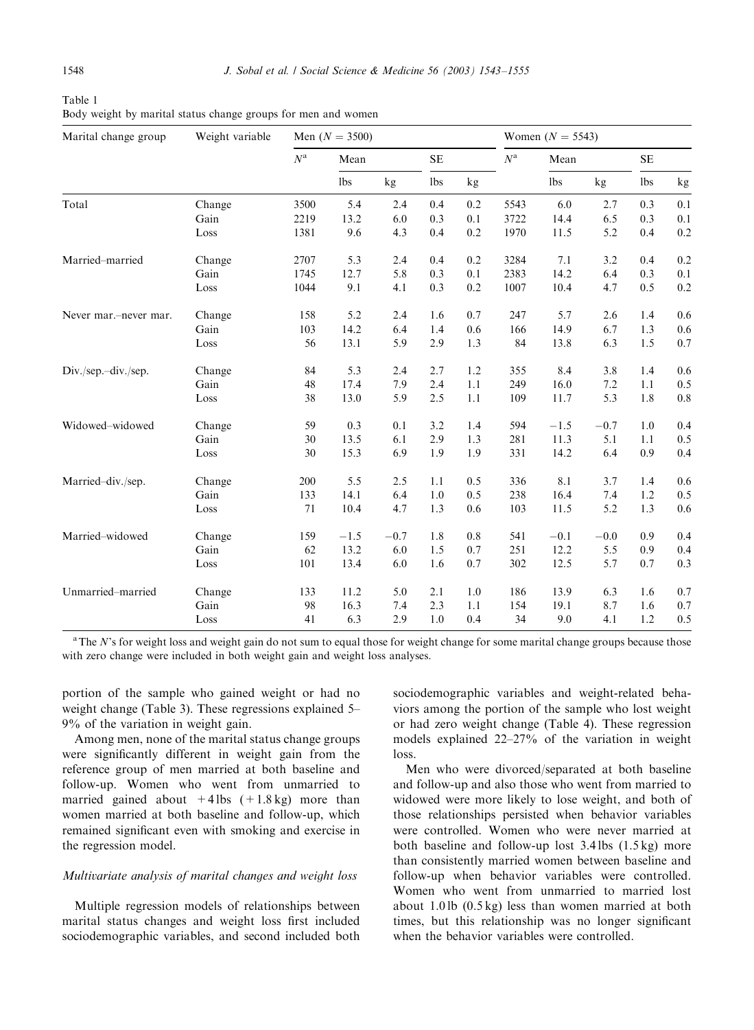Table 1
Body weight by marital status change groups for men and women

| Marital change group | Weight variable | Men ($N = 3500$) | | | | | Women ($N = 5543$) | | | | |
|---|---|---|---|---|---|---|---|---|---|---|---|
| | | $N$[a] | Mean | | SE | | $N$[a] | Mean | | SE | |
| | | | lbs | kg | lbs | kg | | lbs | kg | lbs | kg |
| Total | Change | 3500 | 5.4 | 2.4 | 0.4 | 0.2 | 5543 | 6.0 | 2.7 | 0.3 | 0.1 |
| | Gain | 2219 | 13.2 | 6.0 | 0.3 | 0.1 | 3722 | 14.4 | 6.5 | 0.3 | 0.1 |
| | Loss | 1381 | 9.6 | 4.3 | 0.4 | 0.2 | 1970 | 11.5 | 5.2 | 0.4 | 0.2 |
| Married–married | Change | 2707 | 5.3 | 2.4 | 0.4 | 0.2 | 3284 | 7.1 | 3.2 | 0.4 | 0.2 |
| | Gain | 1745 | 12.7 | 5.8 | 0.3 | 0.1 | 2383 | 14.2 | 6.4 | 0.3 | 0.1 |
| | Loss | 1044 | 9.1 | 4.1 | 0.3 | 0.2 | 1007 | 10.4 | 4.7 | 0.5 | 0.2 |
| Never mar.–never mar. | Change | 158 | 5.2 | 2.4 | 1.6 | 0.7 | 247 | 5.7 | 2.6 | 1.4 | 0.6 |
| | Gain | 103 | 14.2 | 6.4 | 1.4 | 0.6 | 166 | 14.9 | 6.7 | 1.3 | 0.6 |
| | Loss | 56 | 13.1 | 5.9 | 2.9 | 1.3 | 84 | 13.8 | 6.3 | 1.5 | 0.7 |
| Div./sep.–div./sep. | Change | 84 | 5.3 | 2.4 | 2.7 | 1.2 | 355 | 8.4 | 3.8 | 1.4 | 0.6 |
| | Gain | 48 | 17.4 | 7.9 | 2.4 | 1.1 | 249 | 16.0 | 7.2 | 1.1 | 0.5 |
| | Loss | 38 | 13.0 | 5.9 | 2.5 | 1.1 | 109 | 11.7 | 5.3 | 1.8 | 0.8 |
| Widowed–widowed | Change | 59 | 0.3 | 0.1 | 3.2 | 1.4 | 594 | −1.5 | −0.7 | 1.0 | 0.4 |
| | Gain | 30 | 13.5 | 6.1 | 2.9 | 1.3 | 281 | 11.3 | 5.1 | 1.1 | 0.5 |
| | Loss | 30 | 15.3 | 6.9 | 1.9 | 1.9 | 331 | 14.2 | 6.4 | 0.9 | 0.4 |
| Married–div./sep. | Change | 200 | 5.5 | 2.5 | 1.1 | 0.5 | 336 | 8.1 | 3.7 | 1.4 | 0.6 |
| | Gain | 133 | 14.1 | 6.4 | 1.0 | 0.5 | 238 | 16.4 | 7.4 | 1.2 | 0.5 |
| | Loss | 71 | 10.4 | 4.7 | 1.3 | 0.6 | 103 | 11.5 | 5.2 | 1.3 | 0.6 |
| Married–widowed | Change | 159 | −1.5 | −0.7 | 1.8 | 0.8 | 541 | −0.1 | −0.0 | 0.9 | 0.4 |
| | Gain | 62 | 13.2 | 6.0 | 1.5 | 0.7 | 251 | 12.2 | 5.5 | 0.9 | 0.4 |
| | Loss | 101 | 13.4 | 6.0 | 1.6 | 0.7 | 302 | 12.5 | 5.7 | 0.7 | 0.3 |
| Unmarried–married | Change | 133 | 11.2 | 5.0 | 2.1 | 1.0 | 186 | 13.9 | 6.3 | 1.6 | 0.7 |
| | Gain | 98 | 16.3 | 7.4 | 2.3 | 1.1 | 154 | 19.1 | 8.7 | 1.6 | 0.7 |
| | Loss | 41 | 6.3 | 2.9 | 1.0 | 0.4 | 34 | 9.0 | 4.1 | 1.2 | 0.5 |

[a] The N's for weight loss and weight gain do not sum to equal those for weight change for some marital change groups because those with zero change were included in both weight gain and weight loss analyses.

portion of the sample who gained weight or had no weight change (Table 3). These regressions explained 5–9% of the variation in weight gain.

Among men, none of the marital status change groups were significantly different in weight gain from the reference group of men married at both baseline and follow-up. Women who went from unmarried to married gained about +4 lbs (+1.8 kg) more than women married at both baseline and follow-up, which remained significant even with smoking and exercise in the regression model.

### *Multivariate analysis of marital changes and weight loss*

Multiple regression models of relationships between marital status changes and weight loss first included sociodemographic variables, and second included both sociodemographic variables and weight-related behaviors among the portion of the sample who lost weight or had zero weight change (Table 4). These regression models explained 22–27% of the variation in weight loss.

Men who were divorced/separated at both baseline and follow-up and also those who went from married to widowed were more likely to lose weight, and both of those relationships persisted when behavior variables were controlled. Women who were never married at both baseline and follow-up lost 3.4 lbs (1.5 kg) more than consistently married women between baseline and follow-up when behavior variables were controlled. Women who went from unmarried to married lost about 1.0 lb (0.5 kg) less than women married at both times, but this relationship was no longer significant when the behavior variables were controlled.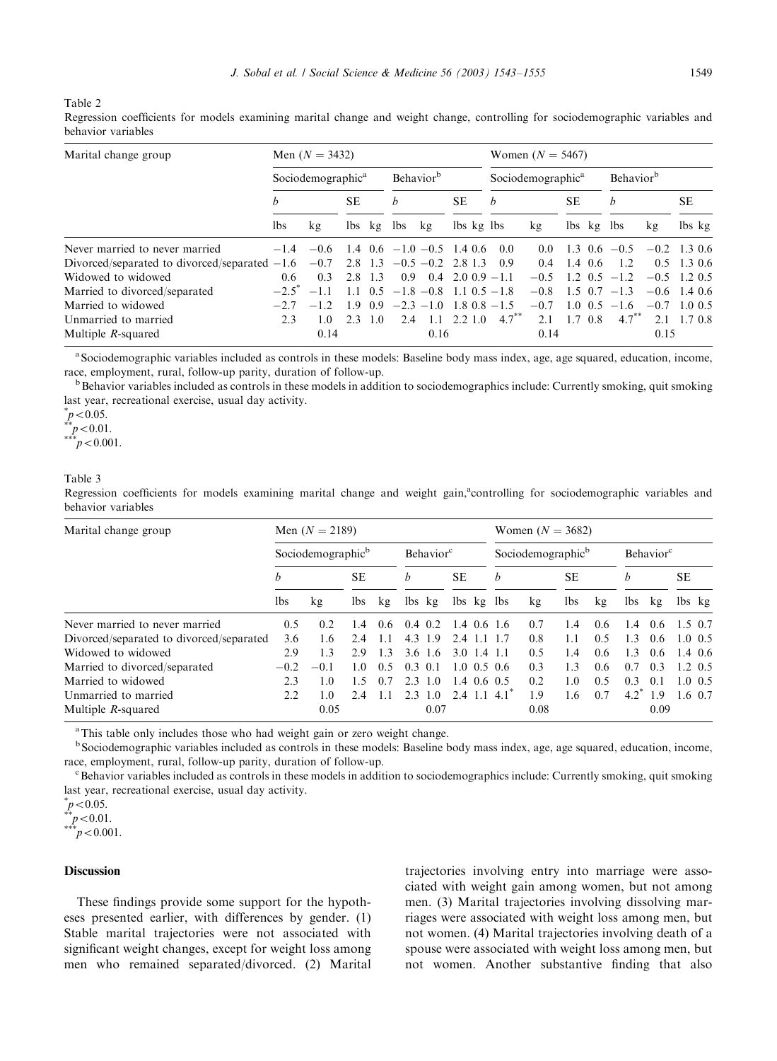Table 2

Regression coefficients for models examining marital change and weight change, controlling for sociodemographic variables and behavior variables

| Marital change group | Men ($N = 3432$) | | | | | | | | Women ($N = 5467$) | | | | | | | |
|---|---|---|---|---|---|---|---|---|---|---|---|---|---|---|---|---|
| | Sociodemographic[a] | | | | Behavior[b] | | | | Sociodemographic[a] | | | | Behavior[b] | | | |
| | *b* | | SE | | *b* | | SE | | *b* | | SE | | *b* | | SE | |
| | lbs | kg | lbs | kg | lbs | kg | lbs | kg | lbs | kg | lbs | kg | lbs | kg | lbs | kg |
| Never married to never married | −1.4 | −0.6 | 1.4 | 0.6 | −1.0 | −0.5 | 1.4 | 0.6 | 0.0 | 0.0 | 1.3 | 0.6 | −0.5 | −0.2 | 1.3 | 0.6 |
| Divorced/separated to divorced/separated | −1.6 | −0.7 | 2.8 | 1.3 | −0.5 | −0.2 | 2.8 | 1.3 | 0.9 | 0.4 | 1.4 | 0.6 | 1.2 | 0.5 | 1.3 | 0.6 |
| Widowed to widowed | 0.6 | 0.3 | 2.8 | 1.3 | 0.9 | 0.4 | 2.0 | 0.9 | −1.1 | −0.5 | 1.2 | 0.5 | −1.2 | −0.5 | 1.2 | 0.5 |
| Married to divorced/separated | −2.5* | −1.1 | 1.1 | 0.5 | −1.8 | −0.8 | 1.1 | 0.5 | −1.8 | −0.8 | 1.5 | 0.7 | −1.3 | −0.6 | 1.4 | 0.6 |
| Married to widowed | −2.7 | −1.2 | 1.9 | 0.9 | −2.3 | −1.0 | 1.8 | 0.8 | −1.5 | −0.7 | 1.0 | 0.5 | −1.6 | −0.7 | 1.0 | 0.5 |
| Unmarried to married | 2.3 | 1.0 | 2.3 | 1.0 | 2.4 | 1.1 | 2.2 | 1.0 | 4.7** | 2.1 | 1.7 | 0.8 | 4.7** | 2.1 | 1.7 | 0.8 |
| Multiple $R$-squared | | 0.14 | | | | 0.16 | | | | 0.14 | | | | 0.15 | | |

[a] Sociodemographic variables included as controls in these models: Baseline body mass index, age, age squared, education, income, race, employment, rural, follow-up parity, duration of follow-up.

[b] Behavior variables included as controls in these models in addition to sociodemographics include: Currently smoking, quit smoking last year, recreational exercise, usual day activity.

*$p < 0.05$.

**$p < 0.01$.

***$p < 0.001$.

Table 3

Regression coefficients for models examining marital change and weight gain,[a] controlling for sociodemographic variables and behavior variables

| Marital change group | Men ($N = 2189$) | | | | | | | | Women ($N = 3682$) | | | | | | | |
|---|---|---|---|---|---|---|---|---|---|---|---|---|---|---|---|---|
| | Sociodemographic[b] | | | | Behavior[c] | | | | Sociodemographic[b] | | | | Behavior[c] | | | |
| | *b* | | SE | | *b* | | SE | | *b* | | SE | | *b* | | SE | |
| | lbs | kg | lbs | kg | lbs | kg | lbs | kg | lbs | kg | lbs | kg | lbs | kg | lbs | kg |
| Never married to never married | 0.5 | 0.2 | 1.4 | 0.6 | 0.4 | 0.2 | 1.4 | 0.6 | 1.6 | 0.7 | 1.4 | 0.6 | 1.4 | 0.6 | 1.5 | 0.7 |
| Divorced/separated to divorced/separated | 3.6 | 1.6 | 2.4 | 1.1 | 4.3 | 1.9 | 2.4 | 1.1 | 1.7 | 0.8 | 1.1 | 0.5 | 1.3 | 0.6 | 1.0 | 0.5 |
| Widowed to widowed | 2.9 | 1.3 | 2.9 | 1.3 | 3.6 | 1.6 | 3.0 | 1.4 | 1.1 | 0.5 | 1.4 | 0.6 | 1.3 | 0.6 | 1.4 | 0.6 |
| Married to divorced/separated | −0.2 | −0.1 | 1.0 | 0.5 | 0.3 | 0.1 | 1.0 | 0.5 | 0.6 | 0.3 | 1.3 | 0.6 | 0.7 | 0.3 | 1.2 | 0.5 |
| Married to widowed | 2.3 | 1.0 | 1.5 | 0.7 | 2.3 | 1.0 | 1.4 | 0.6 | 0.5 | 0.2 | 1.0 | 0.5 | 0.3 | 0.1 | 1.0 | 0.5 |
| Unmarried to married | 2.2 | 1.0 | 2.4 | 1.1 | 2.3 | 1.0 | 2.4 | 1.1 | 4.1* | 1.9 | 1.6 | 0.7 | 4.2* | 1.9 | 1.6 | 0.7 |
| Multiple $R$-squared | | 0.05 | | | | 0.07 | | | | 0.08 | | | | 0.09 | | |

[a] This table only includes those who had weight gain or zero weight change.

[b] Sociodemographic variables included as controls in these models: Baseline body mass index, age, age squared, education, income, race, employment, rural, follow-up parity, duration of follow-up.

[c] Behavior variables included as controls in these models in addition to sociodemographics include: Currently smoking, quit smoking last year, recreational exercise, usual day activity.

*$p < 0.05$.

**$p < 0.01$.

***$p < 0.001$.

## Discussion

These findings provide some support for the hypotheses presented earlier, with differences by gender. (1) Stable marital trajectories were not associated with significant weight changes, except for weight loss among men who remained separated/divorced. (2) Marital trajectories involving entry into marriage were associated with weight gain among women, but not among men. (3) Marital trajectories involving dissolving marriages were associated with weight loss among men, but not women. (4) Marital trajectories involving death of a spouse were associated with weight loss among men, but not women. Another substantive finding that also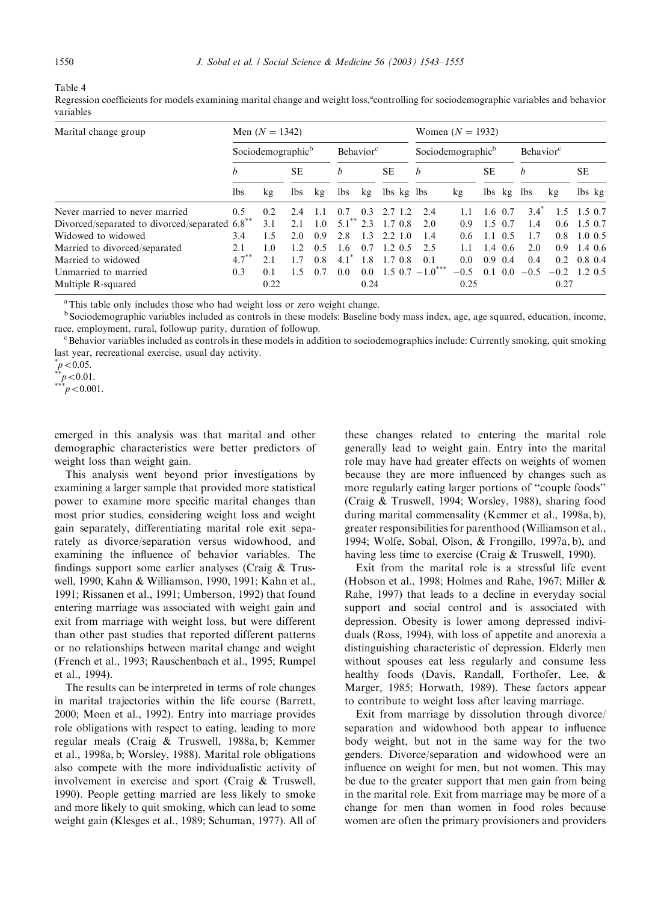Table 4

Regression coefficients for models examining marital change and weight loss,[a] controlling for sociodemographic variables and behavior variables

| Marital change group | Men ($N = 1342$) | | | | | | | | Women ($N = 1932$) | | | | | | | |
|---|---|---|---|---|---|---|---|---|---|---|---|---|---|---|---|---|
| | Sociodemographic[b] | | | | Behavior[c] | | | | Sociodemographic[b] | | | | Behavior[c] | | | |
| | *b* | | SE | | *b* | | SE | | *b* | | SE | | *b* | | SE | |
| | lbs | kg | lbs | kg | lbs | kg | lbs | kg | lbs | kg | lbs | kg | lbs | kg | lbs | kg |
| Never married to never married | 0.5 | 0.2 | 2.4 | 1.1 | 0.7 | 0.3 | 2.7 | 1.2 | 2.4 | 1.1 | 1.6 | 0.7 | 3.4* | 1.5 | 1.5 | 0.7 |
| Divorced/separated to divorced/separated | 6.8** | 3.1 | 2.1 | 1.0 | 5.1** | 2.3 | 1.7 | 0.8 | 2.0 | 0.9 | 1.5 | 0.7 | 1.4 | 0.6 | 1.5 | 0.7 |
| Widowed to widowed | 3.4 | 1.5 | 2.0 | 0.9 | 2.8 | 1.3 | 2.2 | 1.0 | 1.4 | 0.6 | 1.1 | 0.5 | 1.7 | 0.8 | 1.0 | 0.5 |
| Married to divorced/separated | 2.1 | 1.0 | 1.2 | 0.5 | 1.6 | 0.7 | 1.2 | 0.5 | 2.5 | 1.1 | 1.4 | 0.6 | 2.0 | 0.9 | 1.4 | 0.6 |
| Married to widowed | 4.7** | 2.1 | 1.7 | 0.8 | 4.1* | 1.8 | 1.7 | 0.8 | 0.1 | 0.0 | 0.9 | 0.4 | 0.4 | 0.2 | 0.8 | 0.4 |
| Unmarried to married | 0.3 | 0.1 | 1.5 | 0.7 | 0.0 | 0.0 | 1.5 | 0.7 | −1.0*** | −0.5 | 0.1 | 0.0 | −0.5 | −0.2 | 1.2 | 0.5 |
| Multiple R-squared | | 0.22 | | | | 0.24 | | | | 0.25 | | | | 0.27 | | |

[a] This table only includes those who had weight loss or zero weight change.

[b] Sociodemographic variables included as controls in these models: Baseline body mass index, age, age squared, education, income, race, employment, rural, followup parity, duration of followup.

[c] Behavior variables included as controls in these models in addition to sociodemographics include: Currently smoking, quit smoking last year, recreational exercise, usual day activity.

\* $p < 0.05$.

\*\* $p < 0.01$.

\*\*\* $p < 0.001$.

emerged in this analysis was that marital and other demographic characteristics were better predictors of weight loss than weight gain.

This analysis went beyond prior investigations by examining a larger sample that provided more statistical power to examine more specific marital changes than most prior studies, considering weight loss and weight gain separately, differentiating marital role exit separately as divorce/separation versus widowhood, and examining the influence of behavior variables. The findings support some earlier analyses (Craig & Truswell, 1990; Kahn & Williamson, 1990, 1991; Kahn et al., 1991; Rissanen et al., 1991; Umberson, 1992) that found entering marriage was associated with weight gain and exit from marriage with weight loss, but were different than other past studies that reported different patterns or no relationships between marital change and weight (French et al., 1993; Rauschenbach et al., 1995; Rumpel et al., 1994).

The results can be interpreted in terms of role changes in marital trajectories within the life course (Barrett, 2000; Moen et al., 1992). Entry into marriage provides role obligations with respect to eating, leading to more regular meals (Craig & Truswell, 1988a, b; Kemmer et al., 1998a, b; Worsley, 1988). Marital role obligations also compete with the more individualistic activity of involvement in exercise and sport (Craig & Truswell, 1990). People getting married are less likely to smoke and more likely to quit smoking, which can lead to some weight gain (Klesges et al., 1989; Schuman, 1977). All of these changes related to entering the marital role generally lead to weight gain. Entry into the marital role may have had greater effects on weights of women because they are more influenced by changes such as more regularly eating larger portions of "couple foods" (Craig & Truswell, 1994; Worsley, 1988), sharing food during marital commensality (Kemmer et al., 1998a, b), greater responsibilities for parenthood (Williamson et al., 1994; Wolfe, Sobal, Olson, & Frongillo, 1997a, b), and having less time to exercise (Craig & Truswell, 1990).

Exit from the marital role is a stressful life event (Hobson et al., 1998; Holmes and Rahe, 1967; Miller & Rahe, 1997) that leads to a decline in everyday social support and social control and is associated with depression. Obesity is lower among depressed individuals (Ross, 1994), with loss of appetite and anorexia a distinguishing characteristic of depression. Elderly men without spouses eat less regularly and consume less healthy foods (Davis, Randall, Forthofer, Lee, & Marger, 1985; Horwath, 1989). These factors appear to contribute to weight loss after leaving marriage.

Exit from marriage by dissolution through divorce/separation and widowhood both appear to influence body weight, but not in the same way for the two genders. Divorce/separation and widowhood were an influence on weight for men, but not women. This may be due to the greater support that men gain from being in the marital role. Exit from marriage may be more of a change for men than women in food roles because women are often the primary provisioners and providers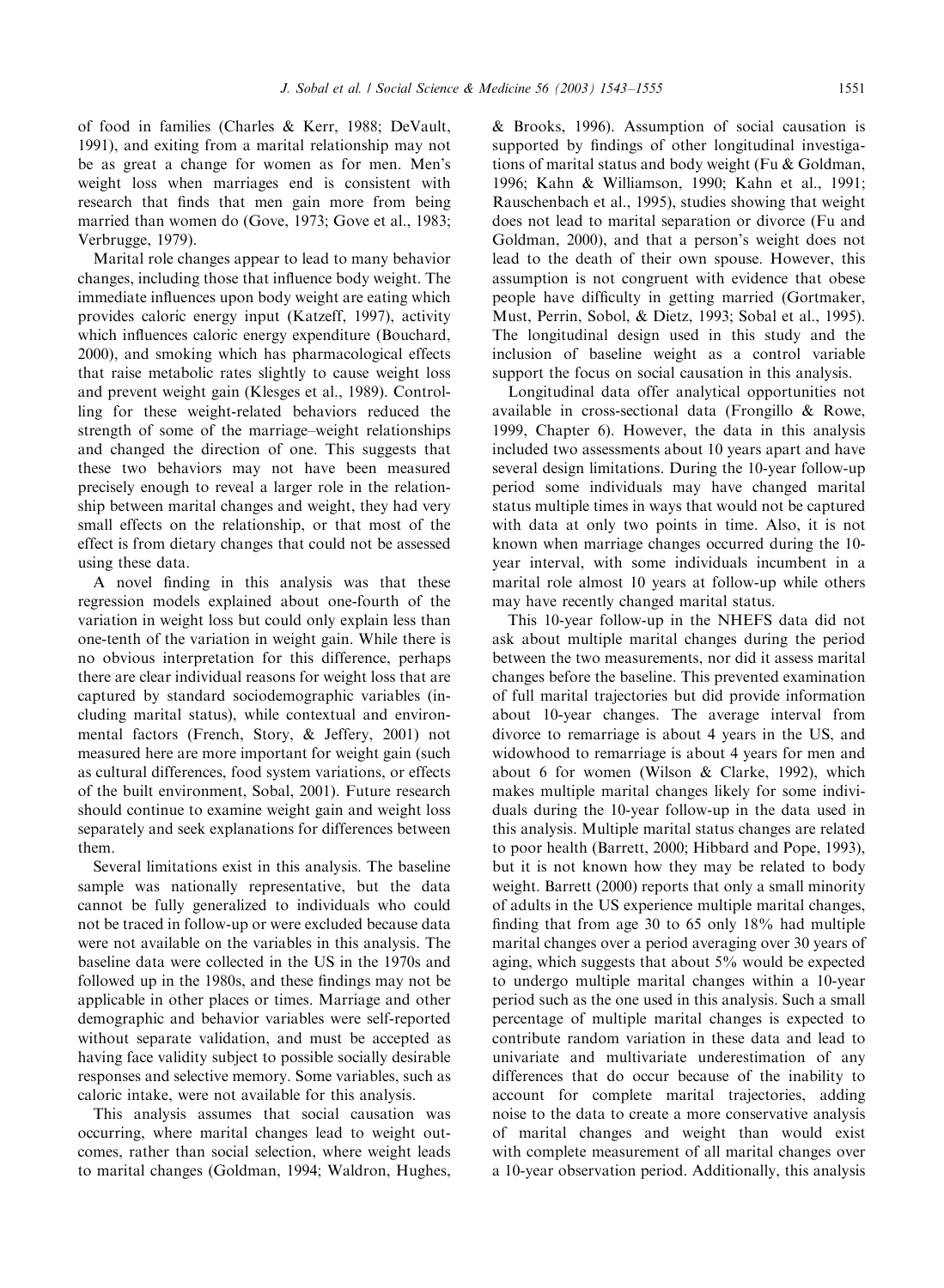of food in families (Charles & Kerr, 1988; DeVault, 1991), and exiting from a marital relationship may not be as great a change for women as for men. Men's weight loss when marriages end is consistent with research that finds that men gain more from being married than women do (Gove, 1973; Gove et al., 1983; Verbrugge, 1979).

Marital role changes appear to lead to many behavior changes, including those that influence body weight. The immediate influences upon body weight are eating which provides caloric energy input (Katzeff, 1997), activity which influences caloric energy expenditure (Bouchard, 2000), and smoking which has pharmacological effects that raise metabolic rates slightly to cause weight loss and prevent weight gain (Klesges et al., 1989). Controlling for these weight-related behaviors reduced the strength of some of the marriage–weight relationships and changed the direction of one. This suggests that these two behaviors may not have been measured precisely enough to reveal a larger role in the relationship between marital changes and weight, they had very small effects on the relationship, or that most of the effect is from dietary changes that could not be assessed using these data.

A novel finding in this analysis was that these regression models explained about one-fourth of the variation in weight loss but could only explain less than one-tenth of the variation in weight gain. While there is no obvious interpretation for this difference, perhaps there are clear individual reasons for weight loss that are captured by standard sociodemographic variables (including marital status), while contextual and environmental factors (French, Story, & Jeffery, 2001) not measured here are more important for weight gain (such as cultural differences, food system variations, or effects of the built environment, Sobal, 2001). Future research should continue to examine weight gain and weight loss separately and seek explanations for differences between them.

Several limitations exist in this analysis. The baseline sample was nationally representative, but the data cannot be fully generalized to individuals who could not be traced in follow-up or were excluded because data were not available on the variables in this analysis. The baseline data were collected in the US in the 1970s and followed up in the 1980s, and these findings may not be applicable in other places or times. Marriage and other demographic and behavior variables were self-reported without separate validation, and must be accepted as having face validity subject to possible socially desirable responses and selective memory. Some variables, such as caloric intake, were not available for this analysis.

This analysis assumes that social causation was occurring, where marital changes lead to weight outcomes, rather than social selection, where weight leads to marital changes (Goldman, 1994; Waldron, Hughes, & Brooks, 1996). Assumption of social causation is supported by findings of other longitudinal investigations of marital status and body weight (Fu & Goldman, 1996; Kahn & Williamson, 1990; Kahn et al., 1991; Rauschenbach et al., 1995), studies showing that weight does not lead to marital separation or divorce (Fu and Goldman, 2000), and that a person's weight does not lead to the death of their own spouse. However, this assumption is not congruent with evidence that obese people have difficulty in getting married (Gortmaker, Must, Perrin, Sobol, & Dietz, 1993; Sobal et al., 1995). The longitudinal design used in this study and the inclusion of baseline weight as a control variable support the focus on social causation in this analysis.

Longitudinal data offer analytical opportunities not available in cross-sectional data (Frongillo & Rowe, 1999, Chapter 6). However, the data in this analysis included two assessments about 10 years apart and have several design limitations. During the 10-year follow-up period some individuals may have changed marital status multiple times in ways that would not be captured with data at only two points in time. Also, it is not known when marriage changes occurred during the 10-year interval, with some individuals incumbent in a marital role almost 10 years at follow-up while others may have recently changed marital status.

This 10-year follow-up in the NHEFS data did not ask about multiple marital changes during the period between the two measurements, nor did it assess marital changes before the baseline. This prevented examination of full marital trajectories but did provide information about 10-year changes. The average interval from divorce to remarriage is about 4 years in the US, and widowhood to remarriage is about 4 years for men and about 6 for women (Wilson & Clarke, 1992), which makes multiple marital changes likely for some individuals during the 10-year follow-up in the data used in this analysis. Multiple marital status changes are related to poor health (Barrett, 2000; Hibbard and Pope, 1993), but it is not known how they may be related to body weight. Barrett (2000) reports that only a small minority of adults in the US experience multiple marital changes, finding that from age 30 to 65 only 18% had multiple marital changes over a period averaging over 30 years of aging, which suggests that about 5% would be expected to undergo multiple marital changes within a 10-year period such as the one used in this analysis. Such a small percentage of multiple marital changes is expected to contribute random variation in these data and lead to univariate and multivariate underestimation of any differences that do occur because of the inability to account for complete marital trajectories, adding noise to the data to create a more conservative analysis of marital changes and weight than would exist with complete measurement of all marital changes over a 10-year observation period. Additionally, this analysis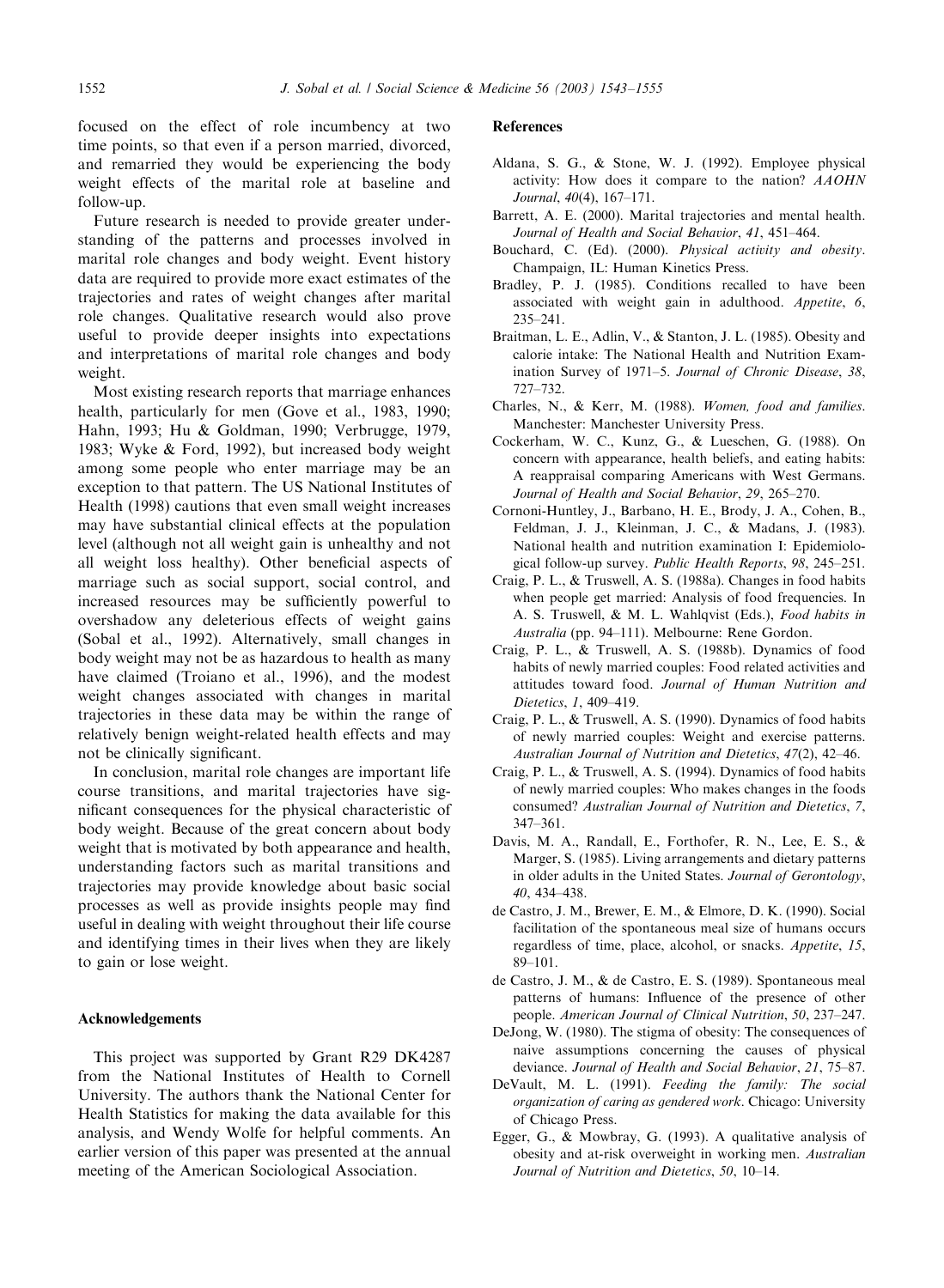focused on the effect of role incumbency at two time points, so that even if a person married, divorced, and remarried they would be experiencing the body weight effects of the marital role at baseline and follow-up.

Future research is needed to provide greater understanding of the patterns and processes involved in marital role changes and body weight. Event history data are required to provide more exact estimates of the trajectories and rates of weight changes after marital role changes. Qualitative research would also prove useful to provide deeper insights into expectations and interpretations of marital role changes and body weight.

Most existing research reports that marriage enhances health, particularly for men (Gove et al., 1983, 1990; Hahn, 1993; Hu & Goldman, 1990; Verbrugge, 1979, 1983; Wyke & Ford, 1992), but increased body weight among some people who enter marriage may be an exception to that pattern. The US National Institutes of Health (1998) cautions that even small weight increases may have substantial clinical effects at the population level (although not all weight gain is unhealthy and not all weight loss healthy). Other beneficial aspects of marriage such as social support, social control, and increased resources may be sufficiently powerful to overshadow any deleterious effects of weight gains (Sobal et al., 1992). Alternatively, small changes in body weight may not be as hazardous to health as many have claimed (Troiano et al., 1996), and the modest weight changes associated with changes in marital trajectories in these data may be within the range of relatively benign weight-related health effects and may not be clinically significant.

In conclusion, marital role changes are important life course transitions, and marital trajectories have significant consequences for the physical characteristic of body weight. Because of the great concern about body weight that is motivated by both appearance and health, understanding factors such as marital transitions and trajectories may provide knowledge about basic social processes as well as provide insights people may find useful in dealing with weight throughout their life course and identifying times in their lives when they are likely to gain or lose weight.

## Acknowledgements

This project was supported by Grant R29 DK4287 from the National Institutes of Health to Cornell University. The authors thank the National Center for Health Statistics for making the data available for this analysis, and Wendy Wolfe for helpful comments. An earlier version of this paper was presented at the annual meeting of the American Sociological Association.

## References

Aldana, S. G., & Stone, W. J. (1992). Employee physical activity: How does it compare to the nation? *AAOHN Journal*, *40*(4), 167–171.

Barrett, A. E. (2000). Marital trajectories and mental health. *Journal of Health and Social Behavior*, *41*, 451–464.

Bouchard, C. (Ed). (2000). *Physical activity and obesity*. Champaign, IL: Human Kinetics Press.

Bradley, P. J. (1985). Conditions recalled to have been associated with weight gain in adulthood. *Appetite*, *6*, 235–241.

Braitman, L. E., Adlin, V., & Stanton, J. L. (1985). Obesity and calorie intake: The National Health and Nutrition Examination Survey of 1971–5. *Journal of Chronic Disease*, *38*, 727–732.

Charles, N., & Kerr, M. (1988). *Women, food and families*. Manchester: Manchester University Press.

Cockerham, W. C., Kunz, G., & Lueschen, G. (1988). On concern with appearance, health beliefs, and eating habits: A reappraisal comparing Americans with West Germans. *Journal of Health and Social Behavior*, *29*, 265–270.

Cornoni-Huntley, J., Barbano, H. E., Brody, J. A., Cohen, B., Feldman, J. J., Kleinman, J. C., & Madans, J. (1983). National health and nutrition examination I: Epidemiological follow-up survey. *Public Health Reports*, *98*, 245–251.

Craig, P. L., & Truswell, A. S. (1988a). Changes in food habits when people get married: Analysis of food frequencies. In A. S. Truswell, & M. L. Wahlqvist (Eds.), *Food habits in Australia* (pp. 94–111). Melbourne: Rene Gordon.

Craig, P. L., & Truswell, A. S. (1988b). Dynamics of food habits of newly married couples: Food related activities and attitudes toward food. *Journal of Human Nutrition and Dietetics*, *1*, 409–419.

Craig, P. L., & Truswell, A. S. (1990). Dynamics of food habits of newly married couples: Weight and exercise patterns. *Australian Journal of Nutrition and Dietetics*, *47*(2), 42–46.

Craig, P. L., & Truswell, A. S. (1994). Dynamics of food habits of newly married couples: Who makes changes in the foods consumed? *Australian Journal of Nutrition and Dietetics*, *7*, 347–361.

Davis, M. A., Randall, E., Forthofer, R. N., Lee, E. S., & Marger, S. (1985). Living arrangements and dietary patterns in older adults in the United States. *Journal of Gerontology*, *40*, 434–438.

de Castro, J. M., Brewer, E. M., & Elmore, D. K. (1990). Social facilitation of the spontaneous meal size of humans occurs regardless of time, place, alcohol, or snacks. *Appetite*, *15*, 89–101.

de Castro, J. M., & de Castro, E. S. (1989). Spontaneous meal patterns of humans: Influence of the presence of other people. *American Journal of Clinical Nutrition*, *50*, 237–247.

DeJong, W. (1980). The stigma of obesity: The consequences of naive assumptions concerning the causes of physical deviance. *Journal of Health and Social Behavior*, *21*, 75–87.

DeVault, M. L. (1991). *Feeding the family: The social organization of caring as gendered work*. Chicago: University of Chicago Press.

Egger, G., & Mowbray, G. (1993). A qualitative analysis of obesity and at-risk overweight in working men. *Australian Journal of Nutrition and Dietetics*, *50*, 10–14.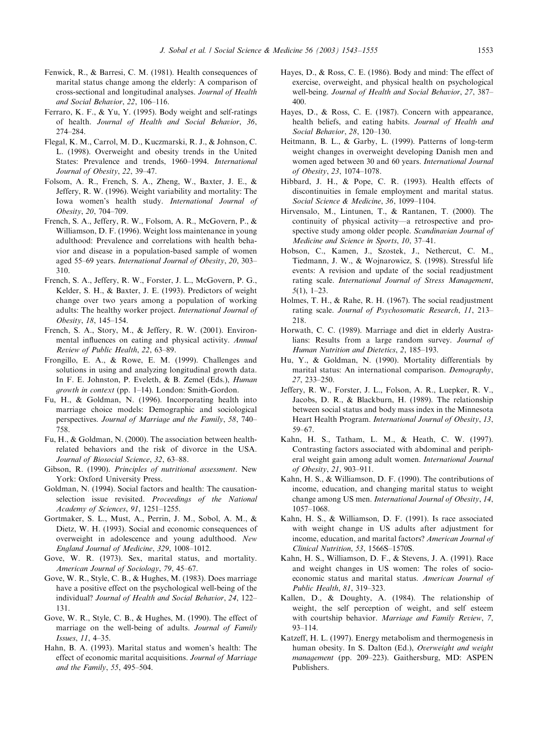Fenwick, R., & Barresi, C. M. (1981). Health consequences of marital status change among the elderly: A comparison of cross-sectional and longitudinal analyses. *Journal of Health and Social Behavior*, *22*, 106–116.

Ferraro, K. F., & Yu, Y. (1995). Body weight and self-ratings of health. *Journal of Health and Social Behavior*, *36*, 274–284.

Flegal, K. M., Carrol, M. D., Kuczmarski, R. J., & Johnson, C. L. (1998). Overweight and obesity trends in the United States: Prevalence and trends, 1960–1994. *International Journal of Obesity*, *22*, 39–47.

Folsom, A. R., French, S. A., Zheng, W., Baxter, J. E., & Jeffery, R. W. (1996). Weight variability and mortality: The Iowa women's health study. *International Journal of Obesity*, *20*, 704–709.

French, S. A., Jeffery, R. W., Folsom, A. R., McGovern, P., & Williamson, D. F. (1996). Weight loss maintenance in young adulthood: Prevalence and correlations with health behavior and disease in a population-based sample of women aged 55–69 years. *International Journal of Obesity*, *20*, 303–310.

French, S. A., Jeffery, R. W., Forster, J. L., McGovern, P. G., Kelder, S. H., & Baxter, J. E. (1993). Predictors of weight change over two years among a population of working adults: The healthy worker project. *International Journal of Obesity*, *18*, 145–154.

French, S. A., Story, M., & Jeffery, R. W. (2001). Environmental influences on eating and physical activity. *Annual Review of Public Health*, *22*, 63–89.

Frongillo, E. A., & Rowe, E. M. (1999). Challenges and solutions in using and analyzing longitudinal growth data. In F. E. Johnston, P. Eveleth, & B. Zemel (Eds.), *Human growth in context* (pp. 1–14). London: Smith-Gordon.

Fu, H., & Goldman, N. (1996). Incorporating health into marriage choice models: Demographic and sociological perspectives. *Journal of Marriage and the Family*, *58*, 740–758.

Fu, H., & Goldman, N. (2000). The association between health-related behaviors and the risk of divorce in the USA. *Journal of Biosocial Science*, *32*, 63–88.

Gibson, R. (1990). *Principles of nutritional assessment*. New York: Oxford University Press.

Goldman, N. (1994). Social factors and health: The causation-selection issue revisited. *Proceedings of the National Academy of Sciences*, *91*, 1251–1255.

Gortmaker, S. L., Must, A., Perrin, J. M., Sobol, A. M., & Dietz, W. H. (1993). Social and economic consequences of overweight in adolescence and young adulthood. *New England Journal of Medicine*, *329*, 1008–1012.

Gove, W. R. (1973). Sex, marital status, and mortality. *American Journal of Sociology*, *79*, 45–67.

Gove, W. R., Style, C. B., & Hughes, M. (1983). Does marriage have a positive effect on the psychological well-being of the individual? *Journal of Health and Social Behavior*, *24*, 122–131.

Gove, W. R., Style, C. B., & Hughes, M. (1990). The effect of marriage on the well-being of adults. *Journal of Family Issues*, *11*, 4–35.

Hahn, B. A. (1993). Marital status and women's health: The effect of economic marital acquisitions. *Journal of Marriage and the Family*, *55*, 495–504.

Hayes, D., & Ross, C. E. (1986). Body and mind: The effect of exercise, overweight, and physical health on psychological well-being. *Journal of Health and Social Behavior*, *27*, 387–400.

Hayes, D., & Ross, C. E. (1987). Concern with appearance, health beliefs, and eating habits. *Journal of Health and Social Behavior*, *28*, 120–130.

Heitmann, B. L., & Garby, L. (1999). Patterns of long-term weight changes in overweight developing Danish men and women aged between 30 and 60 years. *International Journal of Obesity*, *23*, 1074–1078.

Hibbard, J. H., & Pope, C. R. (1993). Health effects of discontinuities in female employment and marital status. *Social Science & Medicine*, *36*, 1099–1104.

Hirvensalo, M., Lintunen, T., & Rantanen, T. (2000). The continuity of physical activity—a retrospective and prospective study among older people. *Scandinavian Journal of Medicine and Science in Sports*, *10*, 37–41.

Hobson, C., Kamen, J., Szostek, J., Nethercut, C. M., Tiedmann, J. W., & Wojnarowicz, S. (1998). Stressful life events: A revision and update of the social readjustment rating scale. *International Journal of Stress Management*, *5*(1), 1–23.

Holmes, T. H., & Rahe, R. H. (1967). The social readjustment rating scale. *Journal of Psychosomatic Research*, *11*, 213–218.

Horwath, C. C. (1989). Marriage and diet in elderly Australians: Results from a large random survey. *Journal of Human Nutrition and Dietetics*, *2*, 185–193.

Hu, Y., & Goldman, N. (1990). Mortality differentials by marital status: An international comparison. *Demography*, *27*, 233–250.

Jeffery, R. W., Forster, J. L., Folson, A. R., Luepker, R. V., Jacobs, D. R., & Blackburn, H. (1989). The relationship between social status and body mass index in the Minnesota Heart Health Program. *International Journal of Obesity*, *13*, 59–67.

Kahn, H. S., Tatham, L. M., & Heath, C. W. (1997). Contrasting factors associated with abdominal and peripheral weight gain among adult women. *International Journal of Obesity*, *21*, 903–911.

Kahn, H. S., & Williamson, D. F. (1990). The contributions of income, education, and changing marital status to weight change among US men. *International Journal of Obesity*, *14*, 1057–1068.

Kahn, H. S., & Williamson, D. F. (1991). Is race associated with weight change in US adults after adjustment for income, education, and marital factors? *American Journal of Clinical Nutrition*, *53*, 1566S–1570S.

Kahn, H. S., Williamson, D. F., & Stevens, J. A. (1991). Race and weight changes in US women: The roles of socioeconomic status and marital status. *American Journal of Public Health*, *81*, 319–323.

Kallen, D., & Doughty, A. (1984). The relationship of weight, the self perception of weight, and self esteem with courtship behavior. *Marriage and Family Review*, *7*, 93–114.

Katzeff, H. L. (1997). Energy metabolism and thermogenesis in human obesity. In S. Dalton (Ed.), *Overweight and weight management* (pp. 209–223). Gaithersburg, MD: ASPEN Publishers.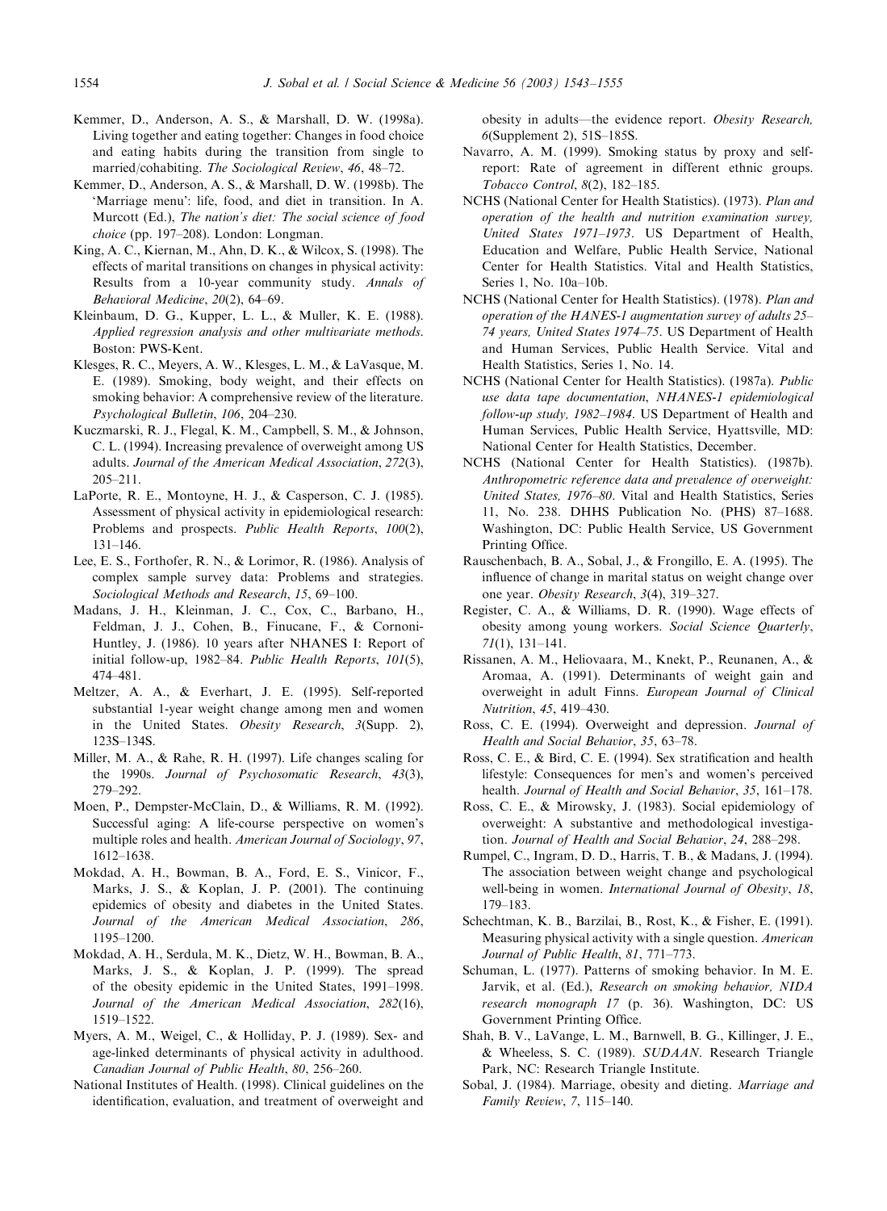Kemmer, D., Anderson, A. S., & Marshall, D. W. (1998a). Living together and eating together: Changes in food choice and eating habits during the transition from single to married/cohabiting. *The Sociological Review*, *46*, 48–72.

Kemmer, D., Anderson, A. S., & Marshall, D. W. (1998b). The 'Marriage menu': life, food, and diet in transition. In A. Murcott (Ed.), *The nation's diet: The social science of food choice* (pp. 197–208). London: Longman.

King, A. C., Kiernan, M., Ahn, D. K., & Wilcox, S. (1998). The effects of marital transitions on changes in physical activity: Results from a 10-year community study. *Annals of Behavioral Medicine*, *20*(2), 64–69.

Kleinbaum, D. G., Kupper, L. L., & Muller, K. E. (1988). *Applied regression analysis and other multivariate methods*. Boston: PWS-Kent.

Klesges, R. C., Meyers, A. W., Klesges, L. M., & LaVasque, M. E. (1989). Smoking, body weight, and their effects on smoking behavior: A comprehensive review of the literature. *Psychological Bulletin*, *106*, 204–230.

Kuczmarski, R. J., Flegal, K. M., Campbell, S. M., & Johnson, C. L. (1994). Increasing prevalence of overweight among US adults. *Journal of the American Medical Association*, *272*(3), 205–211.

LaPorte, R. E., Montoyne, H. J., & Casperson, C. J. (1985). Assessment of physical activity in epidemiological research: Problems and prospects. *Public Health Reports*, *100*(2), 131–146.

Lee, E. S., Forthofer, R. N., & Lorimor, R. (1986). Analysis of complex sample survey data: Problems and strategies. *Sociological Methods and Research*, *15*, 69–100.

Madans, J. H., Kleinman, J. C., Cox, C., Barbano, H., Feldman, J. J., Cohen, B., Finucane, F., & Cornoni-Huntley, J. (1986). 10 years after NHANES I: Report of initial follow-up, 1982–84. *Public Health Reports*, *101*(5), 474–481.

Meltzer, A. A., & Everhart, J. E. (1995). Self-reported substantial 1-year weight change among men and women in the United States. *Obesity Research*, *3*(Supp. 2), 123S–134S.

Miller, M. A., & Rahe, R. H. (1997). Life changes scaling for the 1990s. *Journal of Psychosomatic Research*, *43*(3), 279–292.

Moen, P., Dempster-McClain, D., & Williams, R. M. (1992). Successful aging: A life-course perspective on women's multiple roles and health. *American Journal of Sociology*, *97*, 1612–1638.

Mokdad, A. H., Bowman, B. A., Ford, E. S., Vinicor, F., Marks, J. S., & Koplan, J. P. (2001). The continuing epidemics of obesity and diabetes in the United States. *Journal of the American Medical Association*, *286*, 1195–1200.

Mokdad, A. H., Serdula, M. K., Dietz, W. H., Bowman, B. A., Marks, J. S., & Koplan, J. P. (1999). The spread of the obesity epidemic in the United States, 1991–1998. *Journal of the American Medical Association*, *282*(16), 1519–1522.

Myers, A. M., Weigel, C., & Holliday, P. J. (1989). Sex- and age-linked determinants of physical activity in adulthood. *Canadian Journal of Public Health*, *80*, 256–260.

National Institutes of Health. (1998). Clinical guidelines on the identification, evaluation, and treatment of overweight and obesity in adults—the evidence report. *Obesity Research*, *6*(Supplement 2), 51S–185S.

Navarro, A. M. (1999). Smoking status by proxy and self-report: Rate of agreement in different ethnic groups. *Tobacco Control*, *8*(2), 182–185.

NCHS (National Center for Health Statistics). (1973). *Plan and operation of the health and nutrition examination survey, United States 1971–1973*. US Department of Health, Education and Welfare, Public Health Service, National Center for Health Statistics. Vital and Health Statistics, Series 1, No. 10a–10b.

NCHS (National Center for Health Statistics). (1978). *Plan and operation of the HANES-1 augmentation survey of adults 25–74 years, United States 1974–75*. US Department of Health and Human Services, Public Health Service. Vital and Health Statistics, Series 1, No. 14.

NCHS (National Center for Health Statistics). (1987a). *Public use data tape documentation, NHANES-1 epidemiological follow-up study, 1982–1984*. US Department of Health and Human Services, Public Health Service, Hyattsville, MD: National Center for Health Statistics, December.

NCHS (National Center for Health Statistics). (1987b). *Anthropometric reference data and prevalence of overweight: United States, 1976–80*. Vital and Health Statistics, Series 11, No. 238. DHHS Publication No. (PHS) 87–1688. Washington, DC: Public Health Service, US Government Printing Office.

Rauschenbach, B. A., Sobal, J., & Frongillo, E. A. (1995). The influence of change in marital status on weight change over one year. *Obesity Research*, *3*(4), 319–327.

Register, C. A., & Williams, D. R. (1990). Wage effects of obesity among young workers. *Social Science Quarterly*, *71*(1), 131–141.

Rissanen, A. M., Heliovaara, M., Knekt, P., Reunanen, A., & Aromaa, A. (1991). Determinants of weight gain and overweight in adult Finns. *European Journal of Clinical Nutrition*, *45*, 419–430.

Ross, C. E. (1994). Overweight and depression. *Journal of Health and Social Behavior*, *35*, 63–78.

Ross, C. E., & Bird, C. E. (1994). Sex stratification and health lifestyle: Consequences for men's and women's perceived health. *Journal of Health and Social Behavior*, *35*, 161–178.

Ross, C. E., & Mirowsky, J. (1983). Social epidemiology of overweight: A substantive and methodological investigation. *Journal of Health and Social Behavior*, *24*, 288–298.

Rumpel, C., Ingram, D. D., Harris, T. B., & Madans, J. (1994). The association between weight change and psychological well-being in women. *International Journal of Obesity*, *18*, 179–183.

Schechtman, K. B., Barzilai, B., Rost, K., & Fisher, E. (1991). Measuring physical activity with a single question. *American Journal of Public Health*, *81*, 771–773.

Schuman, L. (1977). Patterns of smoking behavior. In M. E. Jarvik, et al. (Ed.), *Research on smoking behavior, NIDA research monograph 17* (p. 36). Washington, DC: US Government Printing Office.

Shah, B. V., LaVange, L. M., Barnwell, B. G., Killinger, J. E., & Wheeless, S. C. (1989). *SUDAAN*. Research Triangle Park, NC: Research Triangle Institute.

Sobal, J. (1984). Marriage, obesity and dieting. *Marriage and Family Review*, *7*, 115–140.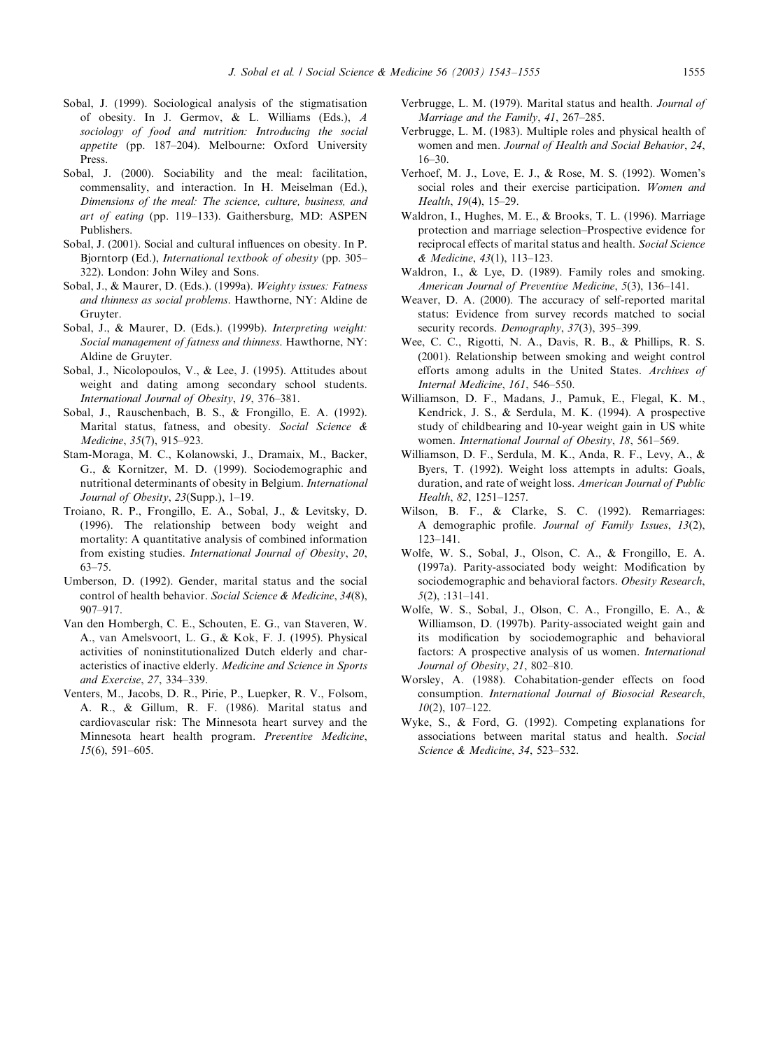Sobal, J. (1999). Sociological analysis of the stigmatisation of obesity. In J. Germov, & L. Williams (Eds.), *A sociology of food and nutrition: Introducing the social appetite* (pp. 187–204). Melbourne: Oxford University Press.

Sobal, J. (2000). Sociability and the meal: facilitation, commensality, and interaction. In H. Meiselman (Ed.), *Dimensions of the meal: The science, culture, business, and art of eating* (pp. 119–133). Gaithersburg, MD: ASPEN Publishers.

Sobal, J. (2001). Social and cultural influences on obesity. In P. Bjorntorp (Ed.), *International textbook of obesity* (pp. 305–322). London: John Wiley and Sons.

Sobal, J., & Maurer, D. (Eds.). (1999a). *Weighty issues: Fatness and thinness as social problems*. Hawthorne, NY: Aldine de Gruyter.

Sobal, J., & Maurer, D. (Eds.). (1999b). *Interpreting weight: Social management of fatness and thinness*. Hawthorne, NY: Aldine de Gruyter.

Sobal, J., Nicolopoulos, V., & Lee, J. (1995). Attitudes about weight and dating among secondary school students. *International Journal of Obesity*, *19*, 376–381.

Sobal, J., Rauschenbach, B. S., & Frongillo, E. A. (1992). Marital status, fatness, and obesity. *Social Science & Medicine*, *35*(7), 915–923.

Stam-Moraga, M. C., Kolanowski, J., Dramaix, M., Backer, G., & Kornitzer, M. D. (1999). Sociodemographic and nutritional determinants of obesity in Belgium. *International Journal of Obesity*, *23*(Supp.), 1–19.

Troiano, R. P., Frongillo, E. A., Sobal, J., & Levitsky, D. (1996). The relationship between body weight and mortality: A quantitative analysis of combined information from existing studies. *International Journal of Obesity*, *20*, 63–75.

Umberson, D. (1992). Gender, marital status and the social control of health behavior. *Social Science & Medicine*, *34*(8), 907–917.

Van den Hombergh, C. E., Schouten, E. G., van Staveren, W. A., van Amelsvoort, L. G., & Kok, F. J. (1995). Physical activities of noninstitutionalized Dutch elderly and characteristics of inactive elderly. *Medicine and Science in Sports and Exercise*, *27*, 334–339.

Venters, M., Jacobs, D. R., Pirie, P., Luepker, R. V., Folsom, A. R., & Gillum, R. F. (1986). Marital status and cardiovascular risk: The Minnesota heart survey and the Minnesota heart health program. *Preventive Medicine*, *15*(6), 591–605.

Verbrugge, L. M. (1979). Marital status and health. *Journal of Marriage and the Family*, *41*, 267–285.

Verbrugge, L. M. (1983). Multiple roles and physical health of women and men. *Journal of Health and Social Behavior*, *24*, 16–30.

Verhoef, M. J., Love, E. J., & Rose, M. S. (1992). Women's social roles and their exercise participation. *Women and Health*, *19*(4), 15–29.

Waldron, I., Hughes, M. E., & Brooks, T. L. (1996). Marriage protection and marriage selection–Prospective evidence for reciprocal effects of marital status and health. *Social Science & Medicine*, *43*(1), 113–123.

Waldron, I., & Lye, D. (1989). Family roles and smoking. *American Journal of Preventive Medicine*, *5*(3), 136–141.

Weaver, D. A. (2000). The accuracy of self-reported marital status: Evidence from survey records matched to social security records. *Demography*, *37*(3), 395–399.

Wee, C. C., Rigotti, N. A., Davis, R. B., & Phillips, R. S. (2001). Relationship between smoking and weight control efforts among adults in the United States. *Archives of Internal Medicine*, *161*, 546–550.

Williamson, D. F., Madans, J., Pamuk, E., Flegal, K. M., Kendrick, J. S., & Serdula, M. K. (1994). A prospective study of childbearing and 10-year weight gain in US white women. *International Journal of Obesity*, *18*, 561–569.

Williamson, D. F., Serdula, M. K., Anda, R. F., Levy, A., & Byers, T. (1992). Weight loss attempts in adults: Goals, duration, and rate of weight loss. *American Journal of Public Health*, *82*, 1251–1257.

Wilson, B. F., & Clarke, S. C. (1992). Remarriages: A demographic profile. *Journal of Family Issues*, *13*(2), 123–141.

Wolfe, W. S., Sobal, J., Olson, C. A., & Frongillo, E. A. (1997a). Parity-associated body weight: Modification by sociodemographic and behavioral factors. *Obesity Research*, *5*(2), :131–141.

Wolfe, W. S., Sobal, J., Olson, C. A., Frongillo, E. A., & Williamson, D. (1997b). Parity-associated weight gain and its modification by sociodemographic and behavioral factors: A prospective analysis of us women. *International Journal of Obesity*, *21*, 802–810.

Worsley, A. (1988). Cohabitation-gender effects on food consumption. *International Journal of Biosocial Research*, *10*(2), 107–122.

Wyke, S., & Ford, G. (1992). Competing explanations for associations between marital status and health. *Social Science & Medicine*, *34*, 523–532.